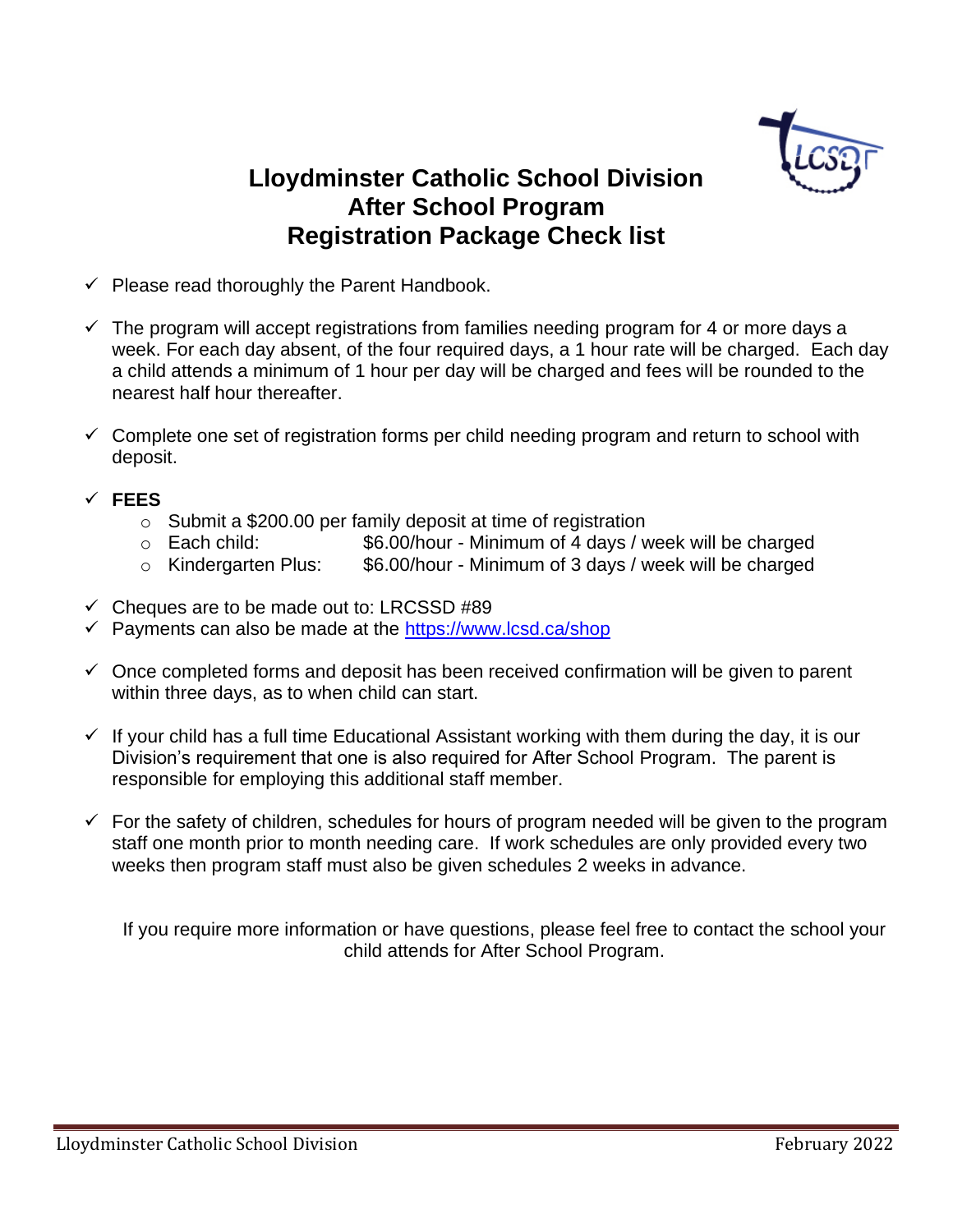# Lloydminster Catholic School Division
# After School Program
# Registration Package Check list

- ✓ Please read thoroughly the Parent Handbook.
- ✓ The program will accept registrations from families needing program for 4 or more days a week. For each day absent, of the four required days, a 1 hour rate will be charged. Each day a child attends a minimum of 1 hour per day will be charged and fees will be rounded to the nearest half hour thereafter.
- ✓ Complete one set of registration forms per child needing program and return to school with deposit.
- ✓ **FEES**
  - Submit a $200.00 per family deposit at time of registration
  - Each child: $6.00/hour - Minimum of 4 days / week will be charged
  - Kindergarten Plus: $6.00/hour - Minimum of 3 days / week will be charged
- ✓ Cheques are to be made out to: LRCSSD #89
- ✓ Payments can also be made at the https://www.lcsd.ca/shop
- ✓ Once completed forms and deposit has been received confirmation will be given to parent within three days, as to when child can start.
- ✓ If your child has a full time Educational Assistant working with them during the day, it is our Division's requirement that one is also required for After School Program. The parent is responsible for employing this additional staff member.
- ✓ For the safety of children, schedules for hours of program needed will be given to the program staff one month prior to month needing care. If work schedules are only provided every two weeks then program staff must also be given schedules 2 weeks in advance.

If you require more information or have questions, please feel free to contact the school your child attends for After School Program.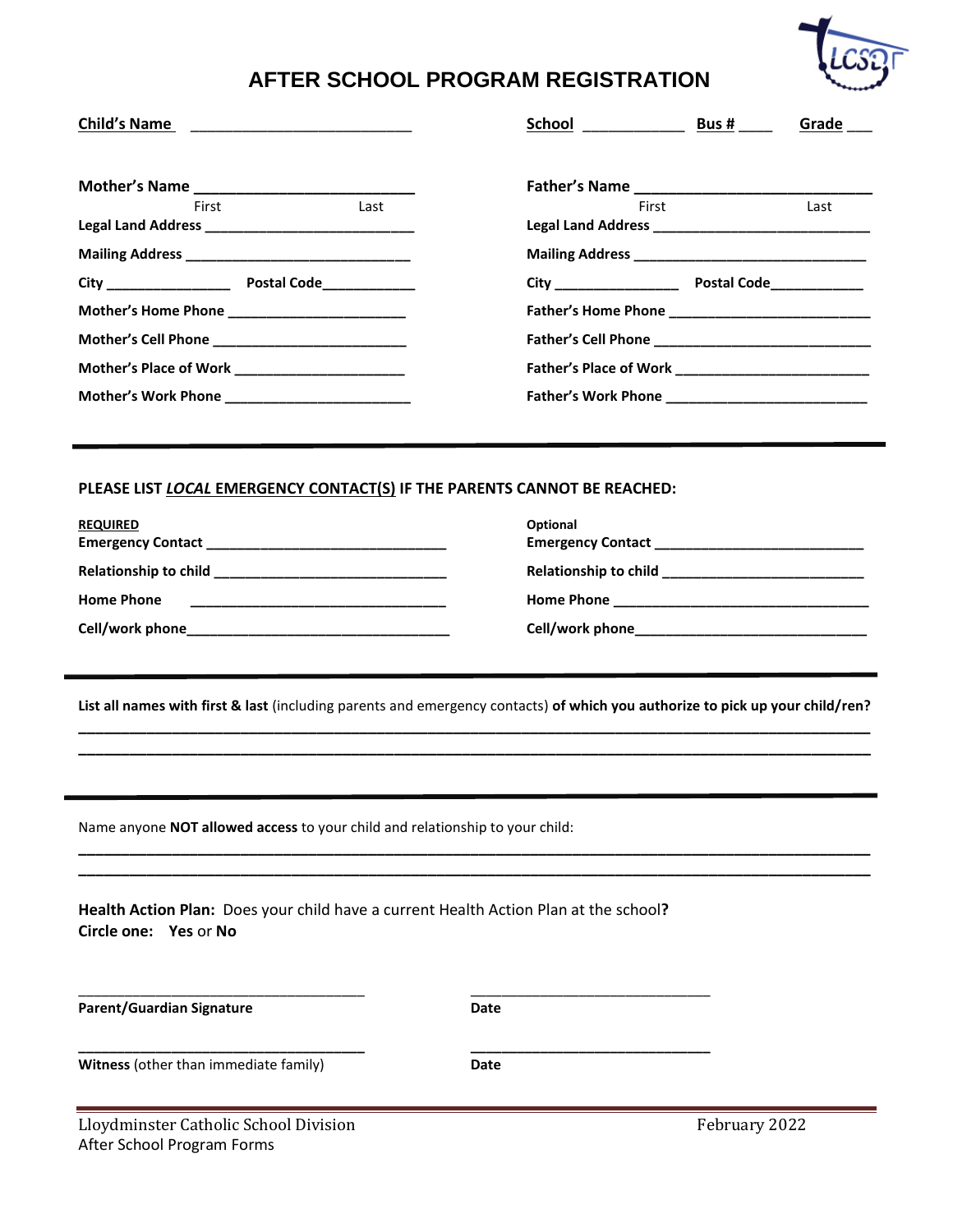# AFTER SCHOOL PROGRAM REGISTRATION

**Child's Name** ___________________________ **School** ____________ **Bus #** ____ **Grade** ___

**Mother's Name** ___________________________
First Last

**Legal Land Address** ___________________________

**Mailing Address** ___________________________

**City** _______________ **Postal Code** ___________

**Mother's Home Phone** ______________________

**Mother's Cell Phone** ________________________

**Mother's Place of Work** _____________________

**Mother's Work Phone** _______________________

**Father's Name** ___________________________
First Last

**Legal Land Address** ___________________________

**Mailing Address** ___________________________

**City** _______________ **Postal Code** ___________

**Father's Home Phone** ________________________

**Father's Cell Phone** _________________________

**Father's Place of Work** _______________________

**Father's Work Phone** _________________________

---

**PLEASE LIST *LOCAL* EMERGENCY CONTACT(S) IF THE PARENTS CANNOT BE REACHED:**

**REQUIRED**
**Emergency Contact** ______________________________

**Relationship to child** ____________________________

**Home Phone** ________________________________

**Cell/work phone** ________________________________

**Optional**
**Emergency Contact** __________________________

**Relationship to child** _________________________

**Home Phone** ________________________________

**Cell/work phone** _____________________________

---

**List all names with first & last** (including parents and emergency contacts) **of which you authorize to pick up your child/ren?**

______________________________________________________________________________

______________________________________________________________________________

---

Name anyone **NOT allowed access** to your child and relationship to your child:

______________________________________________________________________________

______________________________________________________________________________

**Health Action Plan:** Does your child have a current Health Action Plan at the school**?**
**Circle one:** **Yes** or **No**

___________________________________ ______________________________
**Parent/Guardian Signature** **Date**

___________________________________ ______________________________
**Witness** (other than immediate family) **Date**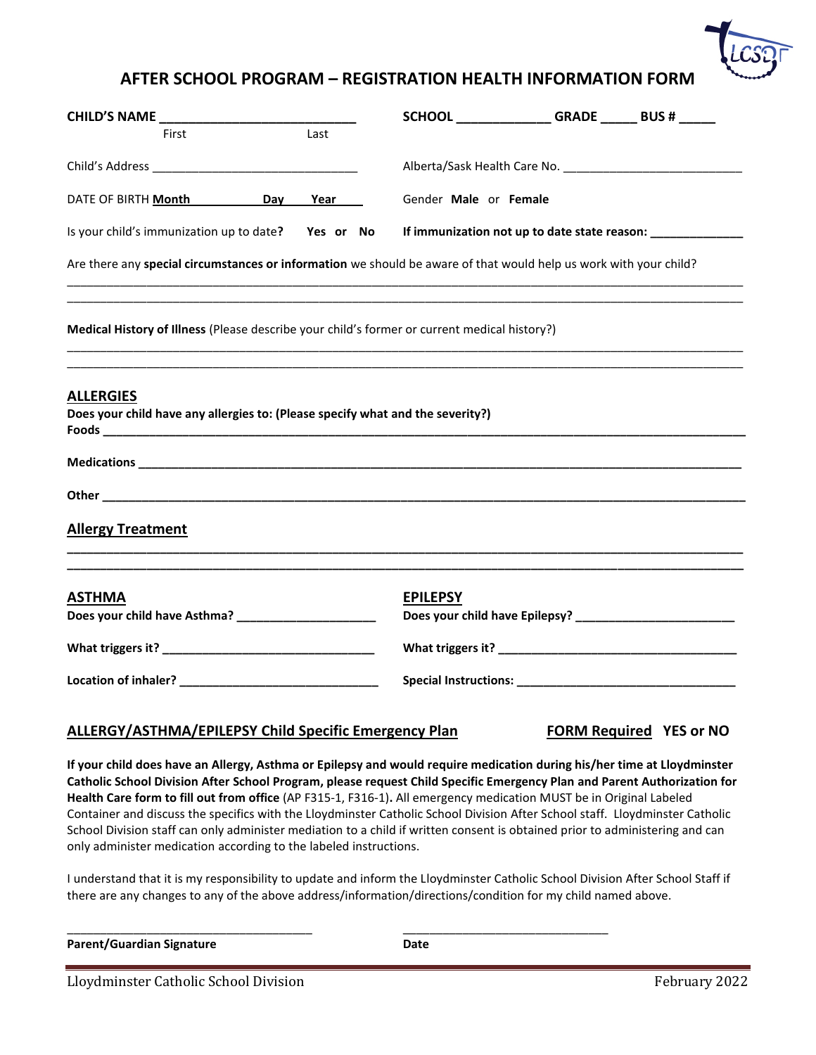## AFTER SCHOOL PROGRAM – REGISTRATION HEALTH INFORMATION FORM

**CHILD'S NAME** ___________________________
First Last

**SCHOOL** _____________ **GRADE** _____ **BUS #** _____

Child's Address _______________________________

Alberta/Sask Health Care No. ___________________________

DATE OF BIRTH **Month** **Day** **Year**

Gender **Male** or **Female**

Is your child's immunization up to date**?** **Yes or No**

**If immunization not up to date state reason:** ______________

Are there any **special circumstances or information** we should be aware of that would help us work with your child?

_______________________________________________________________________________________________

_______________________________________________________________________________________________

**Medical History of Illness** (Please describe your child's former or current medical history?)

_______________________________________________________________________________________________

_______________________________________________________________________________________________

### ALLERGIES

**Does your child have any allergies to: (Please specify what and the severity?)**

**Foods** _______________________________________________________________________________________

**Medications** __________________________________________________________________________________

**Other** _______________________________________________________________________________________

### Allergy Treatment

_______________________________________________________________________________________________

_______________________________________________________________________________________________

### ASTHMA

**Does your child have Asthma?** _____________________

**What triggers it?** _______________________________

**Location of inhaler?** _____________________________

### EPILEPSY

**Does your child have Epilepsy?** _______________________

**What triggers it?** ___________________________________

**Special Instructions:** ________________________________

### ALLERGY/ASTHMA/EPILEPSY Child Specific Emergency Plan

**FORM Required YES or NO**

**If your child does have an Allergy, Asthma or Epilepsy and would require medication during his/her time at Lloydminster Catholic School Division After School Program, please request Child Specific Emergency Plan and Parent Authorization for Health Care form to fill out from office** (AP F315-1, F316-1)**.** All emergency medication MUST be in Original Labeled Container and discuss the specifics with the Lloydminster Catholic School Division After School staff. Lloydminster Catholic School Division staff can only administer mediation to a child if written consent is obtained prior to administering and can only administer medication according to the labeled instructions.

I understand that it is my responsibility to update and inform the Lloydminster Catholic School Division After School Staff if there are any changes to any of the above address/information/directions/condition for my child named above.

_____________________________________ _______________________________

**Parent/Guardian Signature** **Date**

Lloydminster Catholic School Division February 2022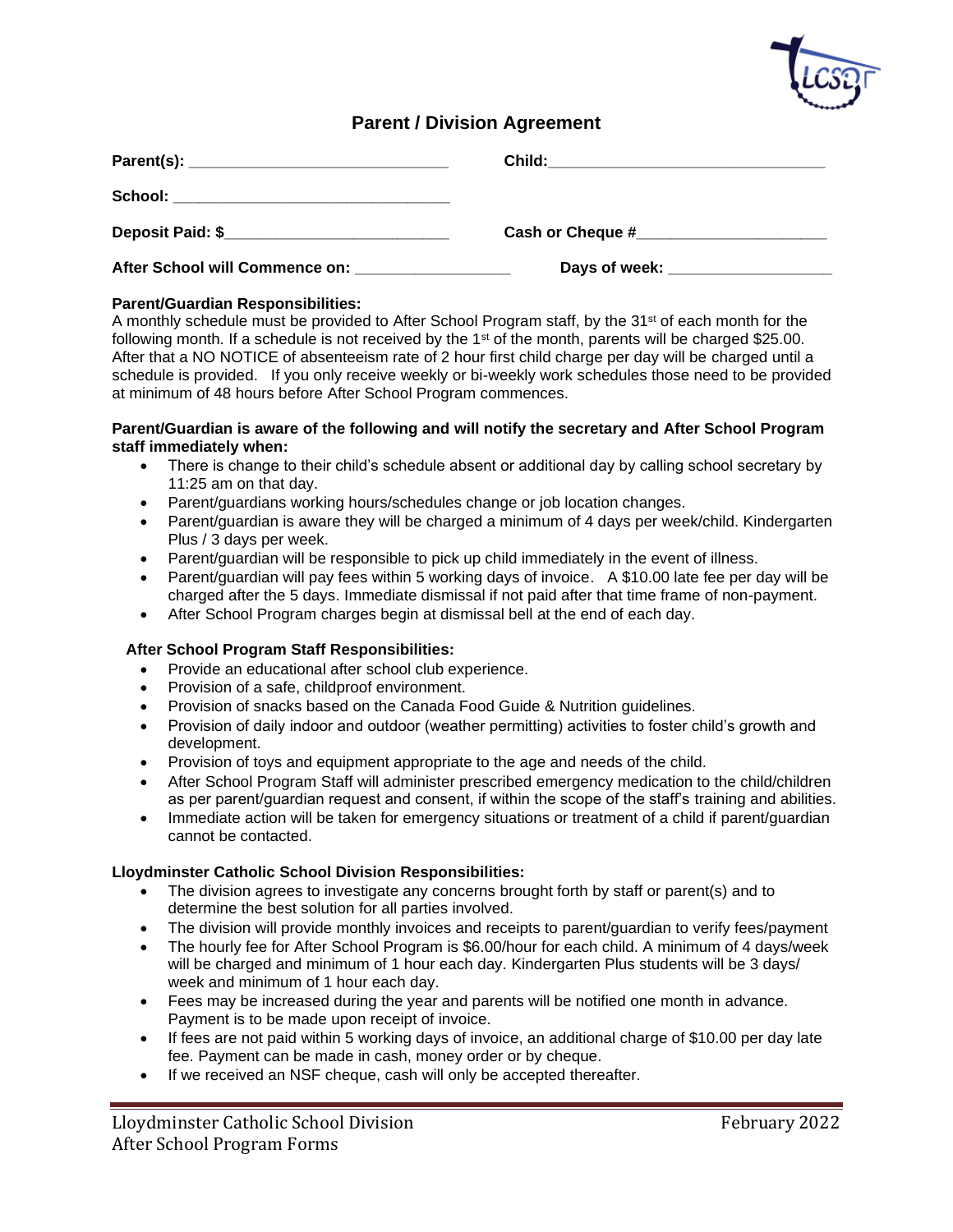## Parent / Division Agreement

**Parent(s):** ______________________________ **Child:** ________________________________

**School:** ________________________________

**Deposit Paid: $**__________________________ **Cash or Cheque #**_____________________

**After School will Commence on:** _________________ **Days of week:** ___________________

**Parent/Guardian Responsibilities:**
A monthly schedule must be provided to After School Program staff, by the 31st of each month for the following month. If a schedule is not received by the 1st of the month, parents will be charged $25.00. After that a NO NOTICE of absenteeism rate of 2 hour first child charge per day will be charged until a schedule is provided. If you only receive weekly or bi-weekly work schedules those need to be provided at minimum of 48 hours before After School Program commences.

**Parent/Guardian is aware of the following and will notify the secretary and After School Program staff immediately when:**

- There is change to their child's schedule absent or additional day by calling school secretary by 11:25 am on that day.
- Parent/guardians working hours/schedules change or job location changes.
- Parent/guardian is aware they will be charged a minimum of 4 days per week/child. Kindergarten Plus / 3 days per week.
- Parent/guardian will be responsible to pick up child immediately in the event of illness.
- Parent/guardian will pay fees within 5 working days of invoice. A $10.00 late fee per day will be charged after the 5 days. Immediate dismissal if not paid after that time frame of non-payment.
- After School Program charges begin at dismissal bell at the end of each day.

**After School Program Staff Responsibilities:**

- Provide an educational after school club experience.
- Provision of a safe, childproof environment.
- Provision of snacks based on the Canada Food Guide & Nutrition guidelines.
- Provision of daily indoor and outdoor (weather permitting) activities to foster child's growth and development.
- Provision of toys and equipment appropriate to the age and needs of the child.
- After School Program Staff will administer prescribed emergency medication to the child/children as per parent/guardian request and consent, if within the scope of the staff's training and abilities.
- Immediate action will be taken for emergency situations or treatment of a child if parent/guardian cannot be contacted.

**Lloydminster Catholic School Division Responsibilities:**

- The division agrees to investigate any concerns brought forth by staff or parent(s) and to determine the best solution for all parties involved.
- The division will provide monthly invoices and receipts to parent/guardian to verify fees/payment
- The hourly fee for After School Program is $6.00/hour for each child. A minimum of 4 days/week will be charged and minimum of 1 hour each day. Kindergarten Plus students will be 3 days/ week and minimum of 1 hour each day.
- Fees may be increased during the year and parents will be notified one month in advance. Payment is to be made upon receipt of invoice.
- If fees are not paid within 5 working days of invoice, an additional charge of $10.00 per day late fee. Payment can be made in cash, money order or by cheque.
- If we received an NSF cheque, cash will only be accepted thereafter.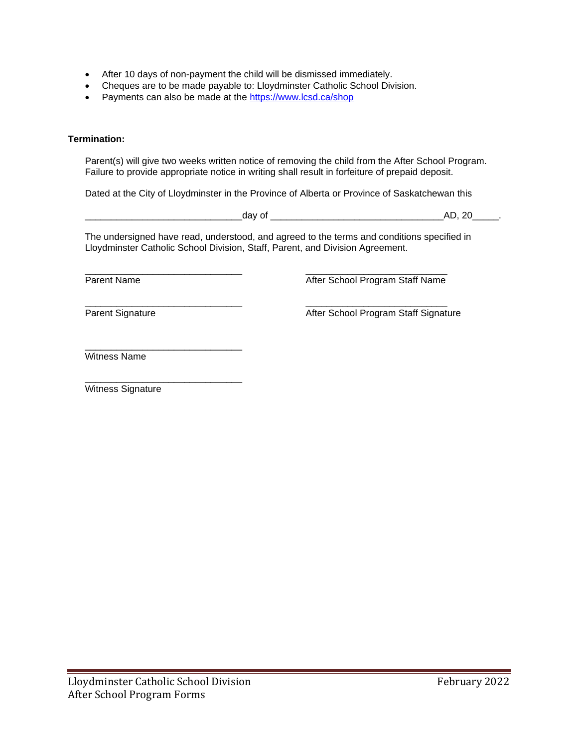- After 10 days of non-payment the child will be dismissed immediately.
- Cheques are to be made payable to: Lloydminster Catholic School Division.
- Payments can also be made at the [https://www.lcsd.ca/shop](https://www.lcsd.ca/shop)

**Termination:**

Parent(s) will give two weeks written notice of removing the child from the After School Program. Failure to provide appropriate notice in writing shall result in forfeiture of prepaid deposit.

Dated at the City of Lloydminster in the Province of Alberta or Province of Saskatchewan this

______________________________day of _________________________________AD, 20_____.

The undersigned have read, understood, and agreed to the terms and conditions specified in Lloydminster Catholic School Division, Staff, Parent, and Division Agreement.

______________________________
Parent Name

______________________________
Parent Signature

___________________________
After School Program Staff Name

___________________________
After School Program Staff Signature

______________________________
Witness Name

______________________________
Witness Signature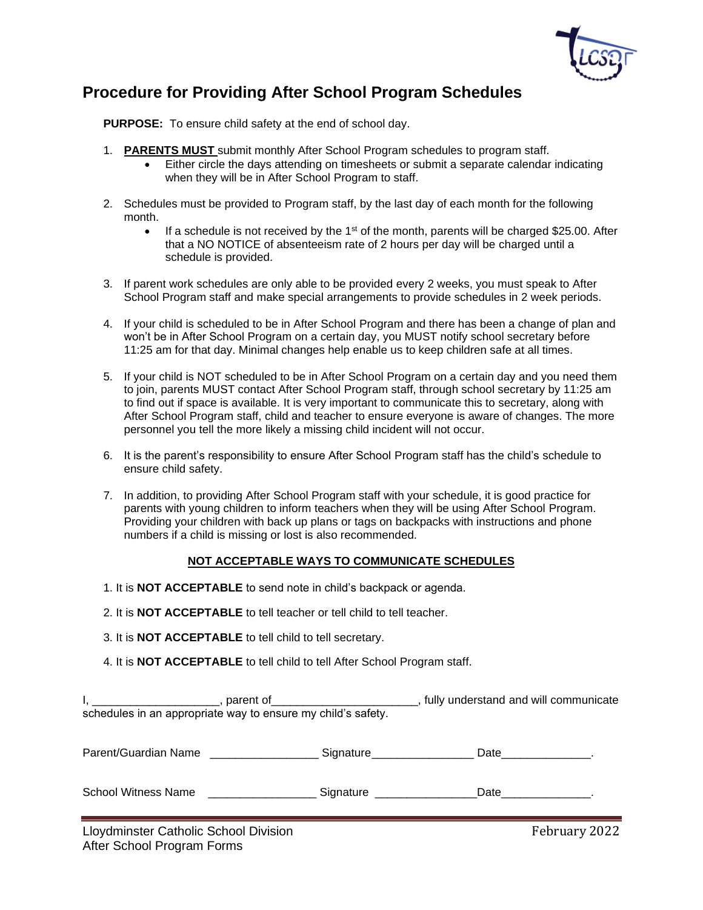## Procedure for Providing After School Program Schedules

**PURPOSE:** To ensure child safety at the end of school day.

1. **PARENTS MUST** submit monthly After School Program schedules to program staff.
   - Either circle the days attending on timesheets or submit a separate calendar indicating when they will be in After School Program to staff.

2. Schedules must be provided to Program staff, by the last day of each month for the following month.
   - If a schedule is not received by the 1st of the month, parents will be charged $25.00. After that a NO NOTICE of absenteeism rate of 2 hours per day will be charged until a schedule is provided.

3. If parent work schedules are only able to be provided every 2 weeks, you must speak to After School Program staff and make special arrangements to provide schedules in 2 week periods.

4. If your child is scheduled to be in After School Program and there has been a change of plan and won't be in After School Program on a certain day, you MUST notify school secretary before 11:25 am for that day. Minimal changes help enable us to keep children safe at all times.

5. If your child is NOT scheduled to be in After School Program on a certain day and you need them to join, parents MUST contact After School Program staff, through school secretary by 11:25 am to find out if space is available. It is very important to communicate this to secretary, along with After School Program staff, child and teacher to ensure everyone is aware of changes. The more personnel you tell the more likely a missing child incident will not occur.

6. It is the parent's responsibility to ensure After School Program staff has the child's schedule to ensure child safety.

7. In addition, to providing After School Program staff with your schedule, it is good practice for parents with young children to inform teachers when they will be using After School Program. Providing your children with back up plans or tags on backpacks with instructions and phone numbers if a child is missing or lost is also recommended.

### NOT ACCEPTABLE WAYS TO COMMUNICATE SCHEDULES

1. It is **NOT ACCEPTABLE** to send note in child's backpack or agenda.

2. It is **NOT ACCEPTABLE** to tell teacher or tell child to tell teacher.

3. It is **NOT ACCEPTABLE** to tell child to tell secretary.

4. It is **NOT ACCEPTABLE** to tell child to tell After School Program staff.

I, ____________________, parent of______________________, fully understand and will communicate schedules in an appropriate way to ensure my child's safety.

Parent/Guardian Name _________________ Signature________________ Date______________.

School Witness Name _________________ Signature ________________Date______________.

Lloydminster Catholic School Division
After School Program Forms

February 2022